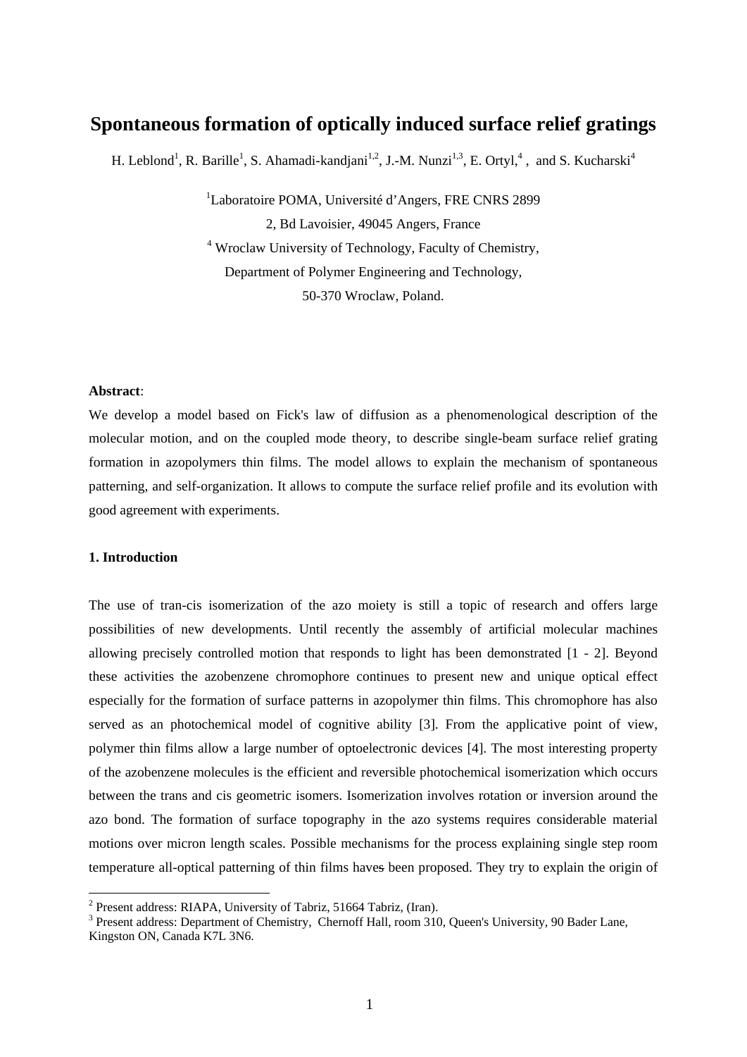# Spontaneous formation of optically induced surface relief gratings

H. Leblond[1], R. Barille[1], S. Ahamadi-kandjani[1,2], J.-M. Nunzi[1,3], E. Ortyl,[4] , and S. Kucharski[4]

[1]Laboratoire POMA, Université d'Angers, FRE CNRS 2899

2, Bd Lavoisier, 49045 Angers, France

[4] Wroclaw University of Technology, Faculty of Chemistry,

Department of Polymer Engineering and Technology,

50-370 Wroclaw, Poland.

**Abstract**:

We develop a model based on Fick's law of diffusion as a phenomenological description of the molecular motion, and on the coupled mode theory, to describe single-beam surface relief grating formation in azopolymers thin films. The model allows to explain the mechanism of spontaneous patterning, and self-organization. It allows to compute the surface relief profile and its evolution with good agreement with experiments.

**1. Introduction**

The use of tran-cis isomerization of the azo moiety is still a topic of research and offers large possibilities of new developments. Until recently the assembly of artificial molecular machines allowing precisely controlled motion that responds to light has been demonstrated [1 - 2]. Beyond these activities the azobenzene chromophore continues to present new and unique optical effect especially for the formation of surface patterns in azopolymer thin films. This chromophore has also served as an photochemical model of cognitive ability [3]. From the applicative point of view, polymer thin films allow a large number of optoelectronic devices [4]. The most interesting property of the azobenzene molecules is the efficient and reversible photochemical isomerization which occurs between the trans and cis geometric isomers. Isomerization involves rotation or inversion around the azo bond. The formation of surface topography in the azo systems requires considerable material motions over micron length scales. Possible mechanisms for the process explaining single step room temperature all-optical patterning of thin films haves been proposed. They try to explain the origin of

[2] Present address: RIAPA, University of Tabriz, 51664 Tabriz, (Iran).

[3] Present address: Department of Chemistry, Chernoff Hall, room 310, Queen's University, 90 Bader Lane, Kingston ON, Canada K7L 3N6.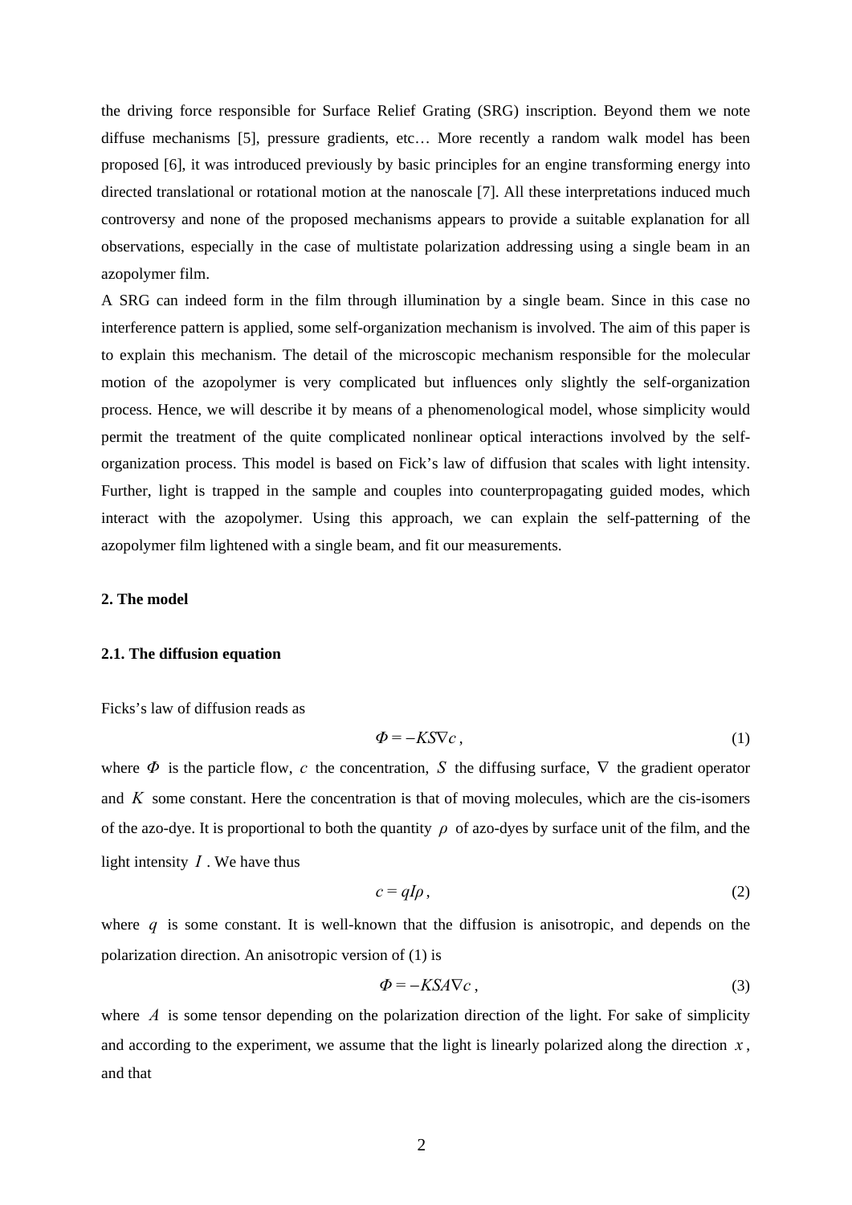the driving force responsible for Surface Relief Grating (SRG) inscription. Beyond them we note diffuse mechanisms [5], pressure gradients, etc… More recently a random walk model has been proposed [6], it was introduced previously by basic principles for an engine transforming energy into directed translational or rotational motion at the nanoscale [7]. All these interpretations induced much controversy and none of the proposed mechanisms appears to provide a suitable explanation for all observations, especially in the case of multistate polarization addressing using a single beam in an azopolymer film.

A SRG can indeed form in the film through illumination by a single beam. Since in this case no interference pattern is applied, some self-organization mechanism is involved. The aim of this paper is to explain this mechanism. The detail of the microscopic mechanism responsible for the molecular motion of the azopolymer is very complicated but influences only slightly the self-organization process. Hence, we will describe it by means of a phenomenological model, whose simplicity would permit the treatment of the quite complicated nonlinear optical interactions involved by the self-organization process. This model is based on Fick's law of diffusion that scales with light intensity. Further, light is trapped in the sample and couples into counterpropagating guided modes, which interact with the azopolymer. Using this approach, we can explain the self-patterning of the azopolymer film lightened with a single beam, and fit our measurements.

## 2. The model

### 2.1. The diffusion equation

Ficks's law of diffusion reads as

$$\Phi = -KS\nabla c\,, \tag{1}$$

where $\Phi$ is the particle flow, $c$ the concentration, $S$ the diffusing surface, $\nabla$ the gradient operator and $K$ some constant. Here the concentration is that of moving molecules, which are the cis-isomers of the azo-dye. It is proportional to both the quantity $\rho$ of azo-dyes by surface unit of the film, and the light intensity $I$. We have thus

$$c = qI\rho\,, \tag{2}$$

where $q$ is some constant. It is well-known that the diffusion is anisotropic, and depends on the polarization direction. An anisotropic version of (1) is

$$\Phi = -KSA\nabla c\,, \tag{3}$$

where $A$ is some tensor depending on the polarization direction of the light. For sake of simplicity and according to the experiment, we assume that the light is linearly polarized along the direction $x$, and that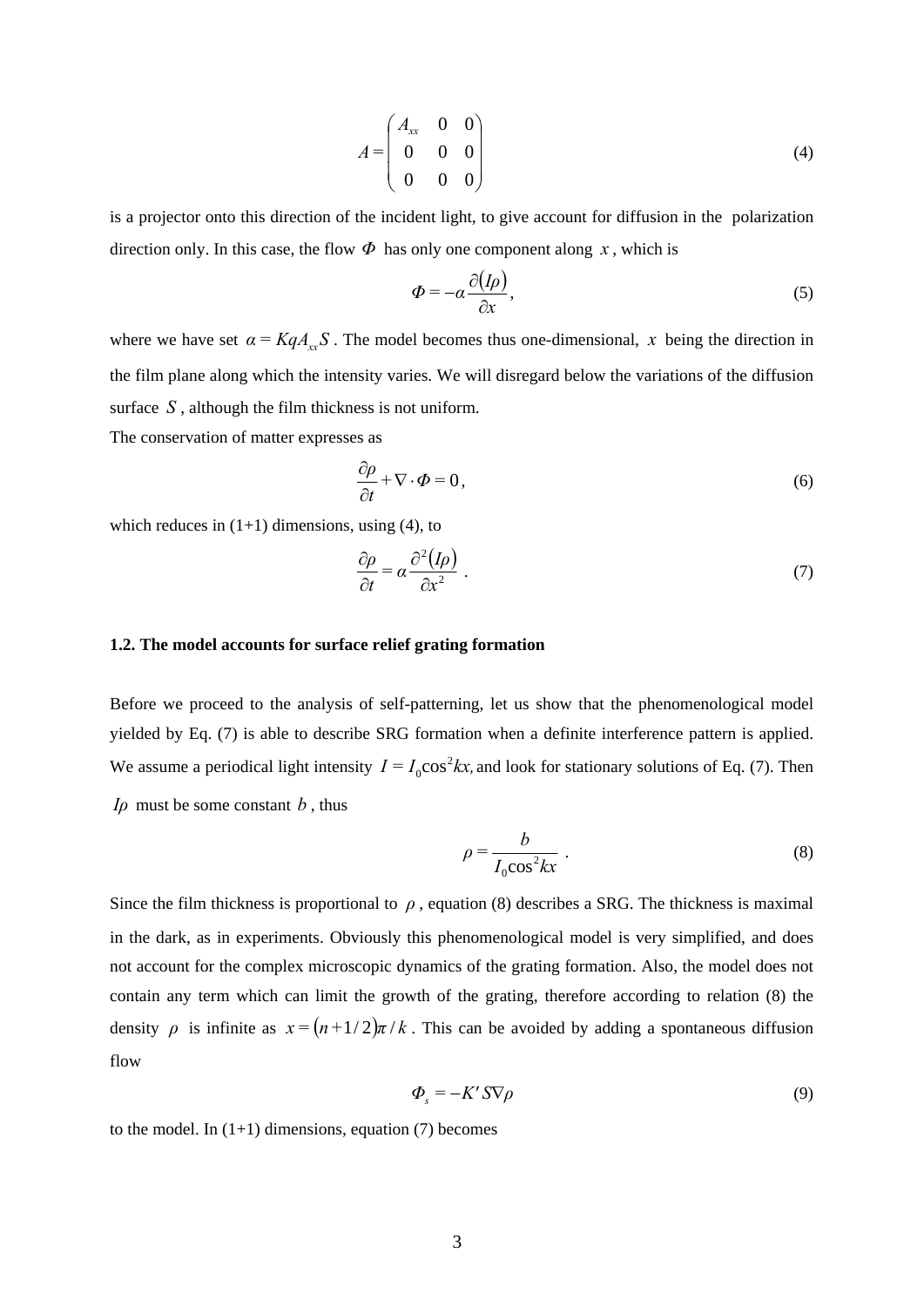$$A = \begin{pmatrix} A_{xx} & 0 & 0 \\ 0 & 0 & 0 \\ 0 & 0 & 0 \end{pmatrix} \tag{4}$$

is a projector onto this direction of the incident light, to give account for diffusion in the polarization direction only. In this case, the flow $\Phi$ has only one component along $x$, which is

$$\Phi = -\alpha \frac{\partial (I\rho)}{\partial x}, \tag{5}$$

where we have set $\alpha = KqA_{xx}S$. The model becomes thus one-dimensional, $x$ being the direction in the film plane along which the intensity varies. We will disregard below the variations of the diffusion surface $S$, although the film thickness is not uniform.

The conservation of matter expresses as

$$\frac{\partial \rho}{\partial t} + \nabla \cdot \Phi = 0, \tag{6}$$

which reduces in (1+1) dimensions, using (4), to

$$\frac{\partial \rho}{\partial t} = \alpha \frac{\partial^2 (I\rho)}{\partial x^2} \ . \tag{7}$$

### 1.2. The model accounts for surface relief grating formation

Before we proceed to the analysis of self-patterning, let us show that the phenomenological model yielded by Eq. (7) is able to describe SRG formation when a definite interference pattern is applied. We assume a periodical light intensity $I = I_0 \cos^2 kx,$ and look for stationary solutions of Eq. (7). Then $I\rho$ must be some constant $b$, thus

$$\rho = \frac{b}{I_0 \cos^2 kx} \ . \tag{8}$$

Since the film thickness is proportional to $\rho$, equation (8) describes a SRG. The thickness is maximal in the dark, as in experiments. Obviously this phenomenological model is very simplified, and does not account for the complex microscopic dynamics of the grating formation. Also, the model does not contain any term which can limit the growth of the grating, therefore according to relation (8) the density $\rho$ is infinite as $x = (n + 1/2)\pi / k$. This can be avoided by adding a spontaneous diffusion flow

$$\Phi_s = -K' S \nabla \rho \tag{9}$$

to the model. In (1+1) dimensions, equation (7) becomes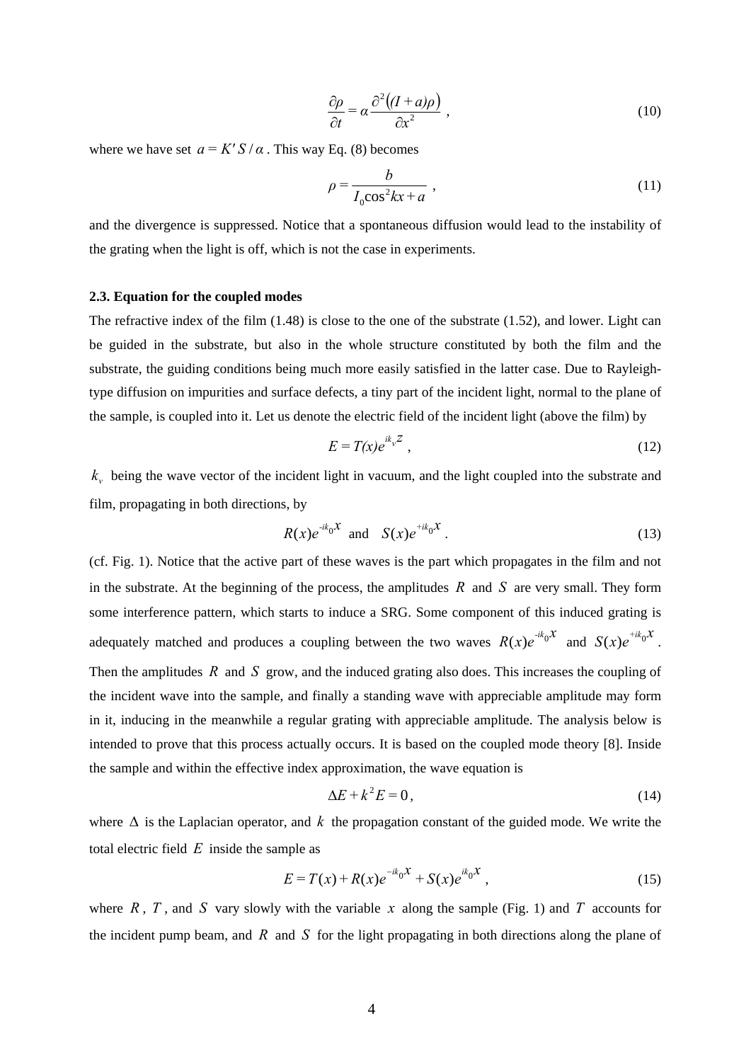$$\frac{\partial \rho}{\partial t} = \alpha \frac{\partial^2 \left( (I + a)\rho \right)}{\partial x^2} \ , \tag{10}$$

where we have set $a = K' S / \alpha$ . This way Eq. (8) becomes

$$\rho = \frac{b}{I_0 \cos^2 kx + a} \ , \tag{11}$$

and the divergence is suppressed. Notice that a spontaneous diffusion would lead to the instability of the grating when the light is off, which is not the case in experiments.

**2.3. Equation for the coupled modes**

The refractive index of the film (1.48) is close to the one of the substrate (1.52), and lower. Light can be guided in the substrate, but also in the whole structure constituted by both the film and the substrate, the guiding conditions being much more easily satisfied in the latter case. Due to Rayleigh-type diffusion on impurities and surface defects, a tiny part of the incident light, normal to the plane of the sample, is coupled into it. Let us denote the electric field of the incident light (above the film) by

$$E = T(x) e^{ik_v z} \ , \tag{12}$$

$k_v$ being the wave vector of the incident light in vacuum, and the light coupled into the substrate and film, propagating in both directions, by

$$R(x) e^{-ik_0 x} \quad \text{and} \quad S(x) e^{+ik_0 x} \ . \tag{13}$$

(cf. Fig. 1). Notice that the active part of these waves is the part which propagates in the film and not in the substrate. At the beginning of the process, the amplitudes $R$ and $S$ are very small. They form some interference pattern, which starts to induce a SRG. Some component of this induced grating is adequately matched and produces a coupling between the two waves $R(x)e^{-ik_0 x}$ and $S(x)e^{+ik_0 x}$. Then the amplitudes $R$ and $S$ grow, and the induced grating also does. This increases the coupling of the incident wave into the sample, and finally a standing wave with appreciable amplitude may form in it, inducing in the meanwhile a regular grating with appreciable amplitude. The analysis below is intended to prove that this process actually occurs. It is based on the coupled mode theory [8]. Inside the sample and within the effective index approximation, the wave equation is

$$\Delta E + k^2 E = 0 \, , \tag{14}$$

where $\Delta$ is the Laplacian operator, and $k$ the propagation constant of the guided mode. We write the total electric field $E$ inside the sample as

$$E = T(x) + R(x) e^{-ik_0 x} + S(x) e^{ik_0 x} \ , \tag{15}$$

where $R$, $T$, and $S$ vary slowly with the variable $x$ along the sample (Fig. 1) and $T$ accounts for the incident pump beam, and $R$ and $S$ for the light propagating in both directions along the plane of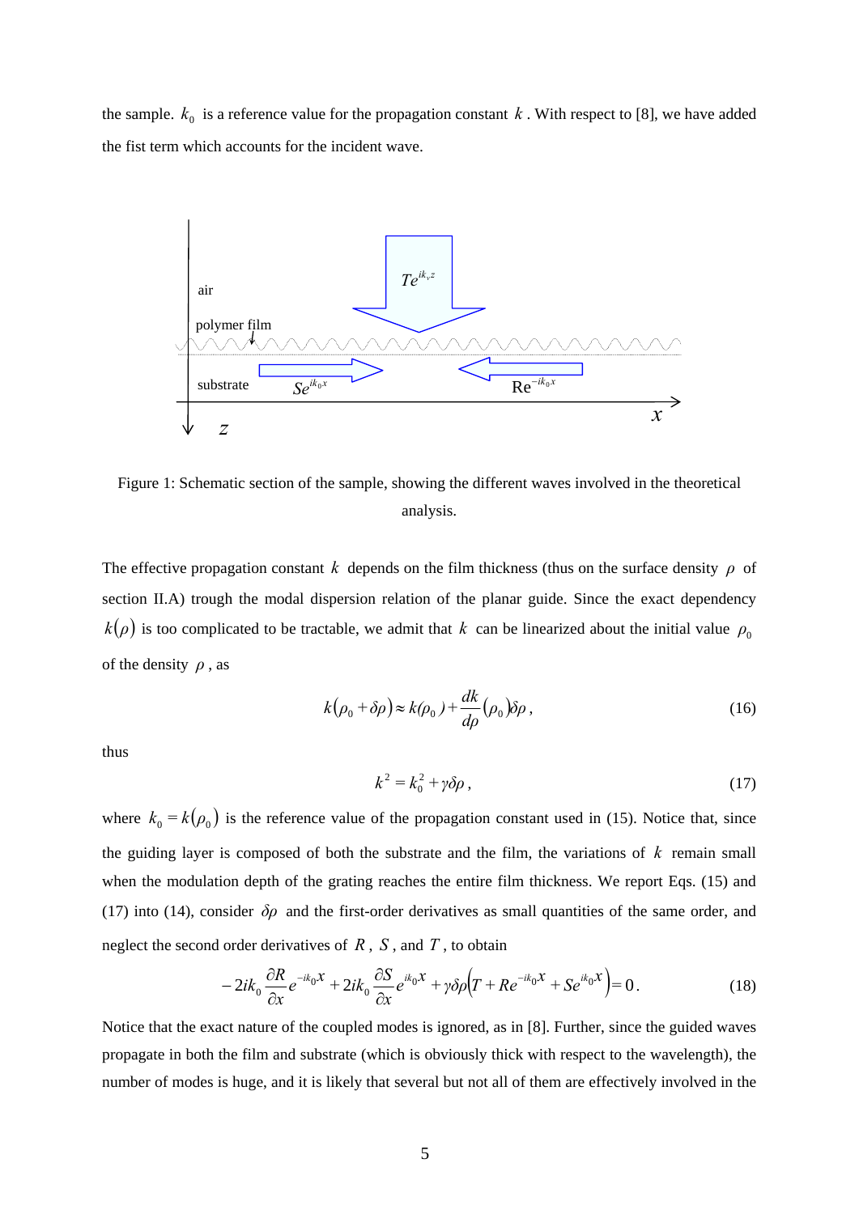the sample. $k_0$ is a reference value for the propagation constant $k$. With respect to [8], we have added the fist term which accounts for the incident wave.

Figure 1: Schematic section of the sample, showing the different waves involved in the theoretical analysis.

The effective propagation constant $k$ depends on the film thickness (thus on the surface density $\rho$ of section II.A) trough the modal dispersion relation of the planar guide. Since the exact dependency $k(\rho)$ is too complicated to be tractable, we admit that $k$ can be linearized about the initial value $\rho_0$ of the density $\rho$, as

$$k(\rho_0 + \delta\rho) \approx k(\rho_0) + \frac{dk}{d\rho}(\rho_0)\delta\rho\,, \tag{16}$$

thus

$$k^2 = k_0^2 + \gamma\delta\rho\,, \tag{17}$$

where $k_0 = k(\rho_0)$ is the reference value of the propagation constant used in (15). Notice that, since the guiding layer is composed of both the substrate and the film, the variations of $k$ remain small when the modulation depth of the grating reaches the entire film thickness. We report Eqs. (15) and (17) into (14), consider $\delta\rho$ and the first-order derivatives as small quantities of the same order, and neglect the second order derivatives of $R$, $S$, and $T$, to obtain

$$-2ik_0\frac{\partial R}{\partial x}e^{-ik_0 x} + 2ik_0\frac{\partial S}{\partial x}e^{ik_0 x} + \gamma\delta\rho\left(T + Re^{-ik_0 x} + Se^{ik_0 x}\right) = 0\,. \tag{18}$$

Notice that the exact nature of the coupled modes is ignored, as in [8]. Further, since the guided waves propagate in both the film and substrate (which is obviously thick with respect to the wavelength), the number of modes is huge, and it is likely that several but not all of them are effectively involved in the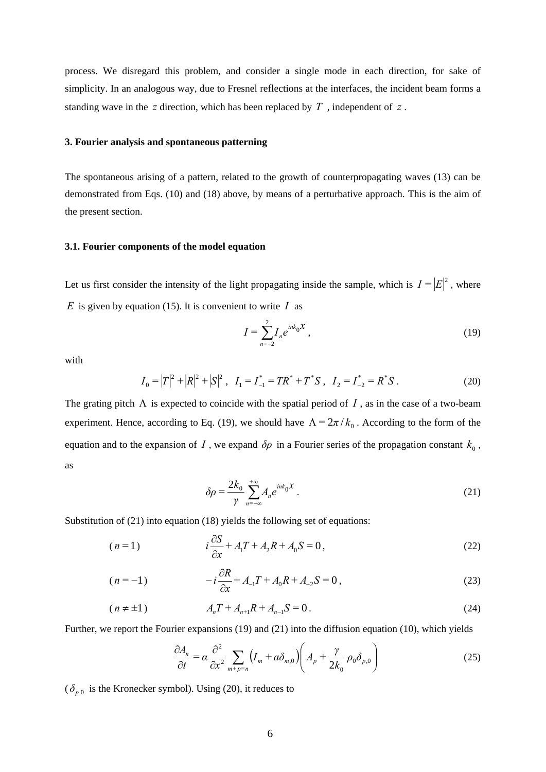process. We disregard this problem, and consider a single mode in each direction, for sake of simplicity. In an analogous way, due to Fresnel reflections at the interfaces, the incident beam forms a standing wave in the $z$ direction, which has been replaced by $T$ , independent of $z$ .

### 3. Fourier analysis and spontaneous patterning

The spontaneous arising of a pattern, related to the growth of counterpropagating waves (13) can be demonstrated from Eqs. (10) and (18) above, by means of a perturbative approach. This is the aim of the present section.

### 3.1. Fourier components of the model equation

Let us first consider the intensity of the light propagating inside the sample, which is $I = |E|^2$ , where $E$ is given by equation (15). It is convenient to write $I$ as

$$I = \sum_{n=-2}^{2} I_n e^{ink_0 x} , \tag{19}$$

with

$$I_0 = |T|^2 + |R|^2 + |S|^2 , \quad I_1 = I_{-1}^* = TR^* + T^* S , \quad I_2 = I_{-2}^* = R^* S . \tag{20}$$

The grating pitch $\Lambda$ is expected to coincide with the spatial period of $I$ , as in the case of a two-beam experiment. Hence, according to Eq. (19), we should have $\Lambda = 2\pi / k_0$ . According to the form of the equation and to the expansion of $I$ , we expand $\delta\rho$ in a Fourier series of the propagation constant $k_0$ , as

$$\delta\rho = \frac{2k_0}{\gamma} \sum_{n=-\infty}^{+\infty} A_n e^{ink_0 x} . \tag{21}$$

Substitution of (21) into equation (18) yields the following set of equations:

$$(n=1) \qquad\qquad i\frac{\partial S}{\partial x} + A_1 T + A_2 R + A_0 S = 0 , \tag{22}$$

$$(n=-1) \qquad\qquad -i\frac{\partial R}{\partial x} + A_{-1} T + A_0 R + A_{-2} S = 0 , \tag{23}$$

$$(n \neq \pm 1) \qquad\qquad A_n T + A_{n+1} R + A_{n-1} S = 0 . \tag{24}$$

Further, we report the Fourier expansions (19) and (21) into the diffusion equation (10), which yields

$$\frac{\partial A_n}{\partial t} = \alpha \frac{\partial^2}{\partial x^2} \sum_{m+p=n} \left( I_m + a\delta_{m,0} \right) \left( A_p + \frac{\gamma}{2k_0} \rho_0 \delta_{p,0} \right) \tag{25}$$

( $\delta_{p,0}$ is the Kronecker symbol). Using (20), it reduces to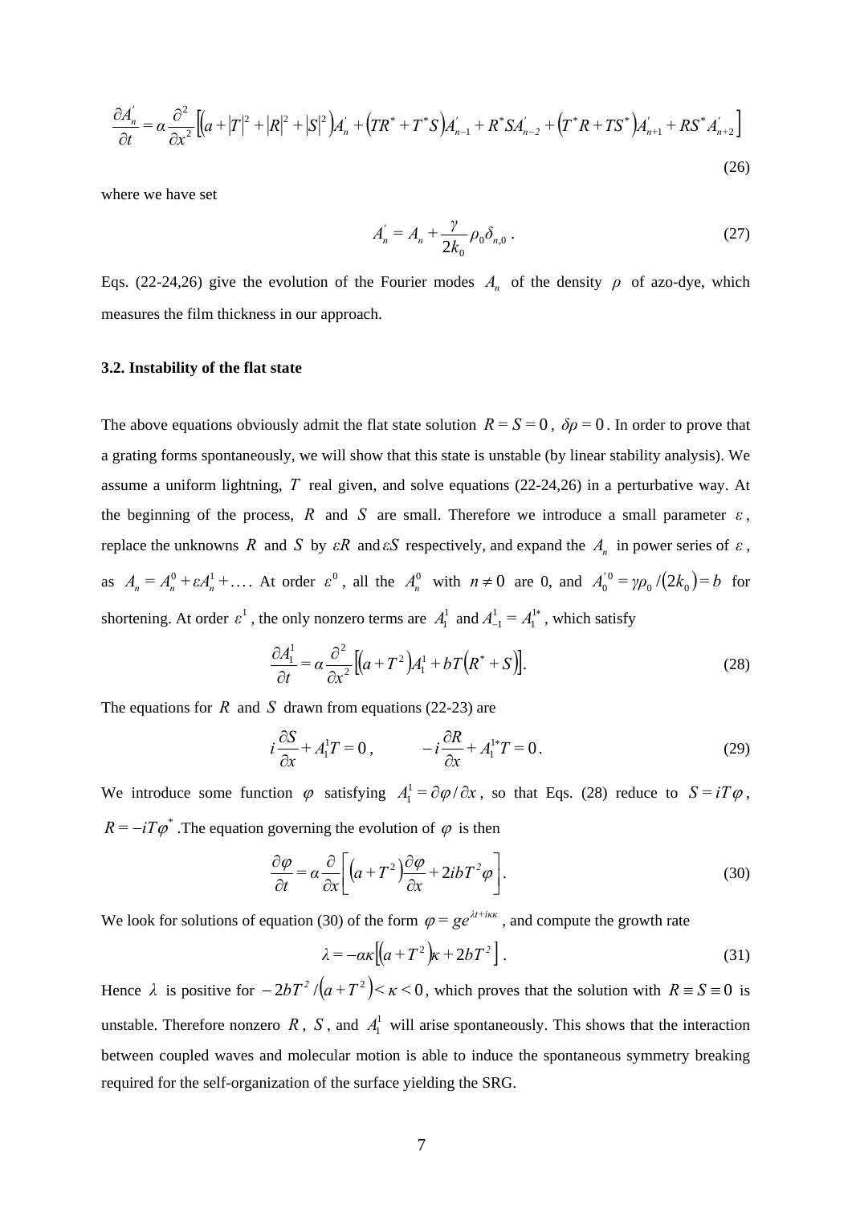$$\frac{\partial A_n^{'}}{\partial t} = \alpha \frac{\partial^2}{\partial x^2}\left[\left(a + |T|^2 + |R|^2 + |S|^2\right)A_n^{'} + \left(TR^* + T^*S\right)A_{n-1}^{'} + R^*SA_{n-2}^{'} + \left(T^*R + TS^*\right)A_{n+1}^{'} + RS^*A_{n+2}^{'}\right] \tag{26}$$

where we have set

$$A_n^{'} = A_n + \frac{\gamma}{2k_0}\rho_0\delta_{n,0} \,. \tag{27}$$

Eqs. (22-24,26) give the evolution of the Fourier modes $A_n$ of the density $\rho$ of azo-dye, which measures the film thickness in our approach.

### 3.2. Instability of the flat state

The above equations obviously admit the flat state solution $R = S = 0$, $\delta\rho = 0$. In order to prove that a grating forms spontaneously, we will show that this state is unstable (by linear stability analysis). We assume a uniform lightning, $T$ real given, and solve equations (22-24,26) in a perturbative way. At the beginning of the process, $R$ and $S$ are small. Therefore we introduce a small parameter $\varepsilon$, replace the unknowns $R$ and $S$ by $\varepsilon R$ and $\varepsilon S$ respectively, and expand the $A_n$ in power series of $\varepsilon$, as $A_n = A_n^0 + \varepsilon A_n^1 + \ldots$. At order $\varepsilon^0$, all the $A_n^0$ with $n \neq 0$ are 0, and $A_0^{'0} = \gamma\rho_0/(2k_0) = b$ for shortening. At order $\varepsilon^1$, the only nonzero terms are $A_1^1$ and $A_{-1}^1 = A_1^{1*}$, which satisfy

$$\frac{\partial A_1^1}{\partial t} = \alpha \frac{\partial^2}{\partial x^2}\left[\left(a + T^2\right)A_1^1 + bT\left(R^* + S\right)\right]. \tag{28}$$

The equations for $R$ and $S$ drawn from equations (22-23) are

$$i\frac{\partial S}{\partial x} + A_1^1 T = 0\,, \qquad -i\frac{\partial R}{\partial x} + A_1^{1*}T = 0\,. \tag{29}$$

We introduce some function $\varphi$ satisfying $A_1^1 = \partial\varphi/\partial x$, so that Eqs. (28) reduce to $S = iT\varphi$, $R = -iT\varphi^*$. The equation governing the evolution of $\varphi$ is then

$$\frac{\partial \varphi}{\partial t} = \alpha \frac{\partial}{\partial x}\left[\left(a + T^2\right)\frac{\partial \varphi}{\partial x} + 2ibT^2\varphi\right]. \tag{30}$$

We look for solutions of equation (30) of the form $\varphi = g e^{\lambda t + i\kappa x}$, and compute the growth rate

$$\lambda = -\alpha\kappa\left[\left(a + T^2\right)\kappa + 2bT^2\right]. \tag{31}$$

Hence $\lambda$ is positive for $-2bT^2/\left(a + T^2\right) < \kappa < 0$, which proves that the solution with $R \equiv S \equiv 0$ is unstable. Therefore nonzero $R$, $S$, and $A_1^1$ will arise spontaneously. This shows that the interaction between coupled waves and molecular motion is able to induce the spontaneous symmetry breaking required for the self-organization of the surface yielding the SRG.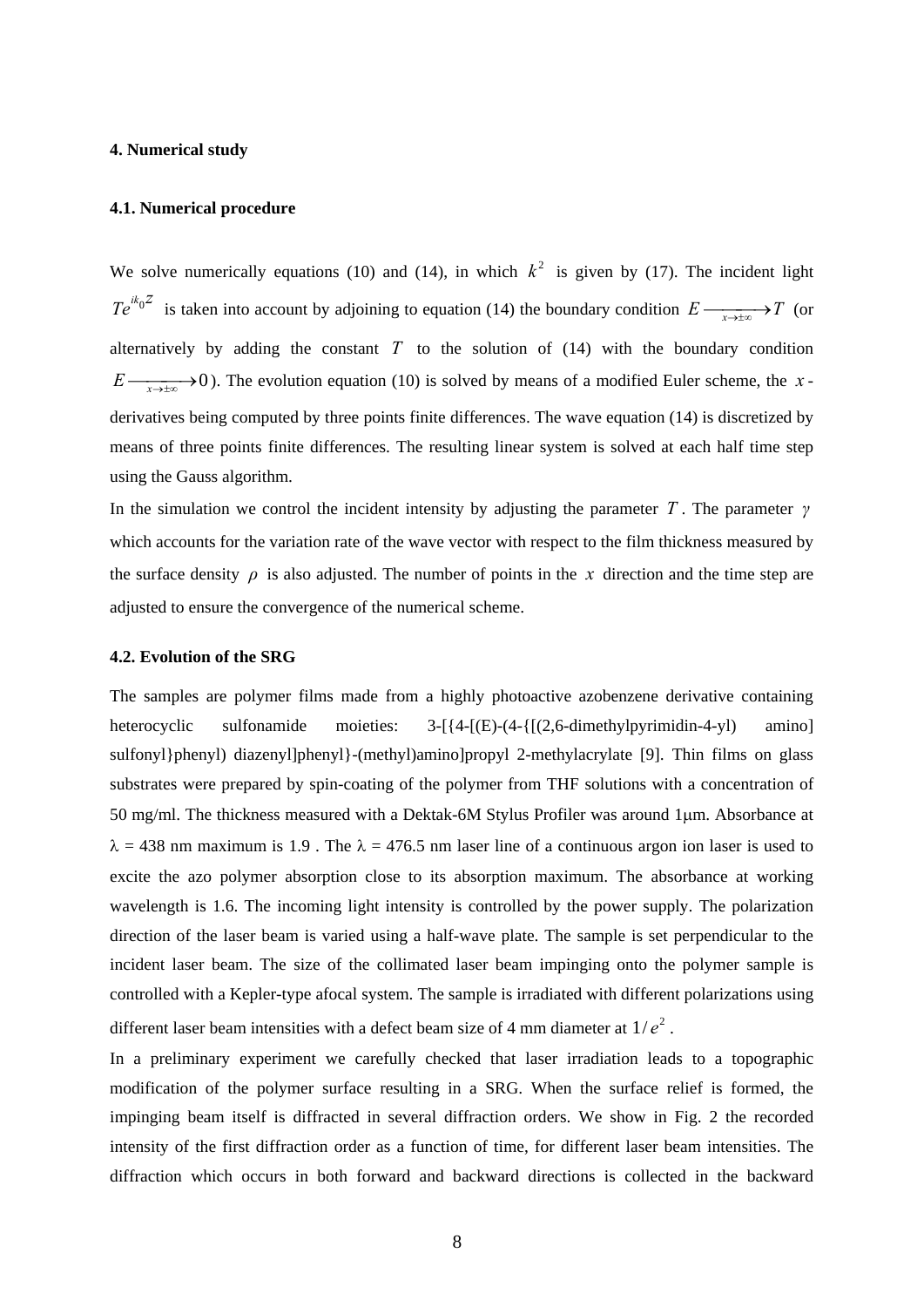#### 4. Numerical study

#### 4.1. Numerical procedure

We solve numerically equations (10) and (14), in which $k^2$ is given by (17). The incident light $Te^{ik_0 z}$ is taken into account by adjoining to equation (14) the boundary condition $E \xrightarrow[x \to \pm\infty]{} T$ (or alternatively by adding the constant $T$ to the solution of (14) with the boundary condition $E \xrightarrow[x \to \pm\infty]{} 0$). The evolution equation (10) is solved by means of a modified Euler scheme, the $x$-derivatives being computed by three points finite differences. The wave equation (14) is discretized by means of three points finite differences. The resulting linear system is solved at each half time step using the Gauss algorithm.

In the simulation we control the incident intensity by adjusting the parameter $T$. The parameter $\gamma$ which accounts for the variation rate of the wave vector with respect to the film thickness measured by the surface density $\rho$ is also adjusted. The number of points in the $x$ direction and the time step are adjusted to ensure the convergence of the numerical scheme.

#### 4.2. Evolution of the SRG

The samples are polymer films made from a highly photoactive azobenzene derivative containing heterocyclic sulfonamide moieties: 3-[{4-[(E)-(4-{[(2,6-dimethylpyrimidin-4-yl) amino] sulfonyl}phenyl) diazenyl]phenyl}-(methyl)amino]propyl 2-methylacrylate [9]. Thin films on glass substrates were prepared by spin-coating of the polymer from THF solutions with a concentration of 50 mg/ml. The thickness measured with a Dektak-6M Stylus Profiler was around 1μm. Absorbance at $\lambda$ = 438 nm maximum is 1.9 . The $\lambda$ = 476.5 nm laser line of a continuous argon ion laser is used to excite the azo polymer absorption close to its absorption maximum. The absorbance at working wavelength is 1.6. The incoming light intensity is controlled by the power supply. The polarization direction of the laser beam is varied using a half-wave plate. The sample is set perpendicular to the incident laser beam. The size of the collimated laser beam impinging onto the polymer sample is controlled with a Kepler-type afocal system. The sample is irradiated with different polarizations using different laser beam intensities with a defect beam size of 4 mm diameter at $1/e^2$.

In a preliminary experiment we carefully checked that laser irradiation leads to a topographic modification of the polymer surface resulting in a SRG. When the surface relief is formed, the impinging beam itself is diffracted in several diffraction orders. We show in Fig. 2 the recorded intensity of the first diffraction order as a function of time, for different laser beam intensities. The diffraction which occurs in both forward and backward directions is collected in the backward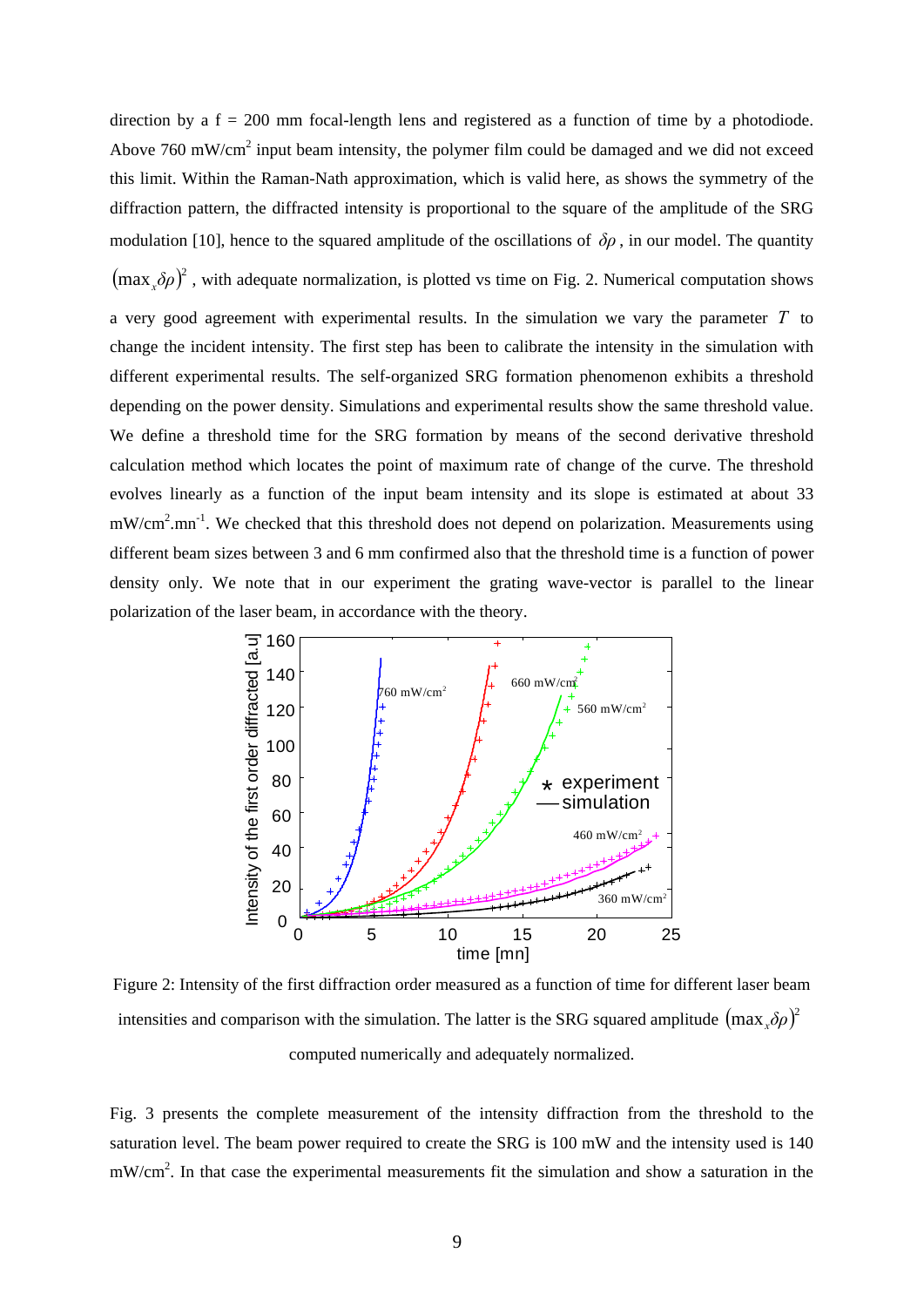direction by a f = 200 mm focal-length lens and registered as a function of time by a photodiode. Above 760 mW/cm$^2$ input beam intensity, the polymer film could be damaged and we did not exceed this limit. Within the Raman-Nath approximation, which is valid here, as shows the symmetry of the diffraction pattern, the diffracted intensity is proportional to the square of the amplitude of the SRG modulation [10], hence to the squared amplitude of the oscillations of $\delta\rho$, in our model. The quantity $(\max_x \delta\rho)^2$, with adequate normalization, is plotted vs time on Fig. 2. Numerical computation shows a very good agreement with experimental results. In the simulation we vary the parameter $T$ to change the incident intensity. The first step has been to calibrate the intensity in the simulation with different experimental results. The self-organized SRG formation phenomenon exhibits a threshold depending on the power density. Simulations and experimental results show the same threshold value. We define a threshold time for the SRG formation by means of the second derivative threshold calculation method which locates the point of maximum rate of change of the curve. The threshold evolves linearly as a function of the input beam intensity and its slope is estimated at about 33 mW/cm$^2$.mn$^{-1}$. We checked that this threshold does not depend on polarization. Measurements using different beam sizes between 3 and 6 mm confirmed also that the threshold time is a function of power density only. We note that in our experiment the grating wave-vector is parallel to the linear polarization of the laser beam, in accordance with the theory.

Figure 2: Intensity of the first diffraction order measured as a function of time for different laser beam intensities and comparison with the simulation. The latter is the SRG squared amplitude $(\max_x \delta\rho)^2$ computed numerically and adequately normalized.

Fig. 3 presents the complete measurement of the intensity diffraction from the threshold to the saturation level. The beam power required to create the SRG is 100 mW and the intensity used is 140 mW/cm$^2$. In that case the experimental measurements fit the simulation and show a saturation in the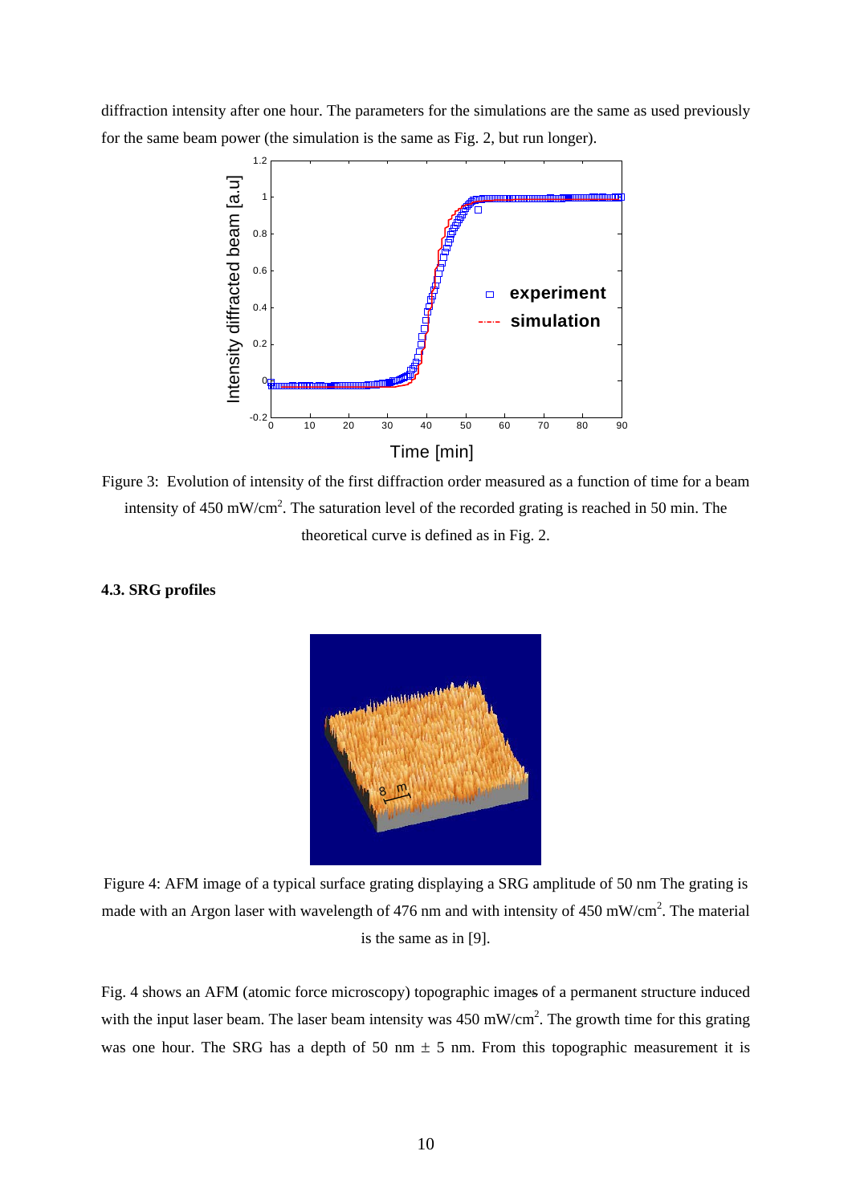diffraction intensity after one hour. The parameters for the simulations are the same as used previously for the same beam power (the simulation is the same as Fig. 2, but run longer).

Figure 3: Evolution of intensity of the first diffraction order measured as a function of time for a beam intensity of 450 mW/cm$^2$. The saturation level of the recorded grating is reached in 50 min. The theoretical curve is defined as in Fig. 2.

### 4.3. SRG profiles

Figure 4: AFM image of a typical surface grating displaying a SRG amplitude of 50 nm The grating is made with an Argon laser with wavelength of 476 nm and with intensity of 450 mW/cm$^2$. The material is the same as in [9].

Fig. 4 shows an AFM (atomic force microscopy) topographic images of a permanent structure induced with the input laser beam. The laser beam intensity was 450 mW/cm$^2$. The growth time for this grating was one hour. The SRG has a depth of 50 nm $\pm$ 5 nm. From this topographic measurement it is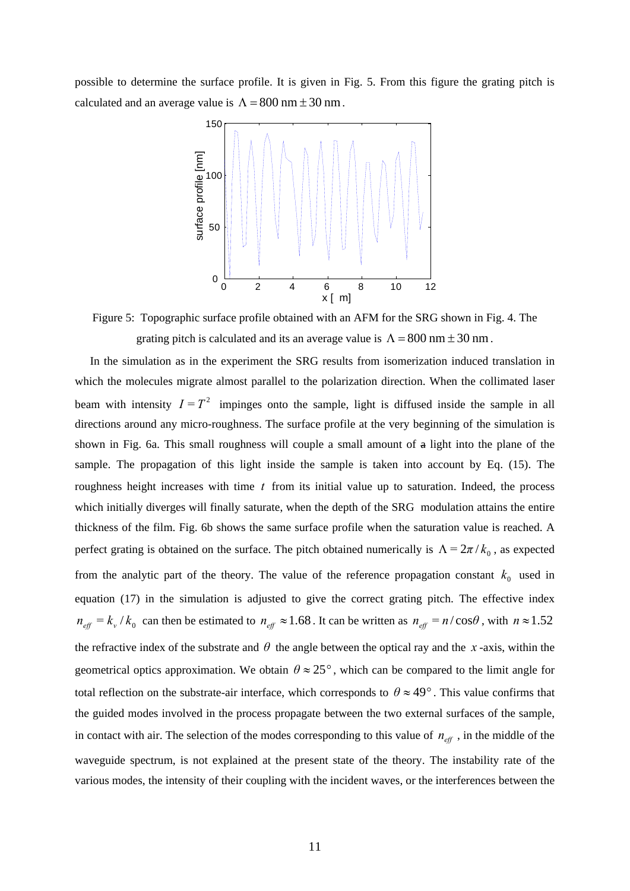possible to determine the surface profile. It is given in Fig. 5. From this figure the grating pitch is calculated and an average value is $\Lambda = 800\ \text{nm} \pm 30\ \text{nm}$.

Figure 5: Topographic surface profile obtained with an AFM for the SRG shown in Fig. 4. The grating pitch is calculated and its an average value is $\Lambda = 800\ \text{nm} \pm 30\ \text{nm}$.

In the simulation as in the experiment the SRG results from isomerization induced translation in which the molecules migrate almost parallel to the polarization direction. When the collimated laser beam with intensity $I = T^2$ impinges onto the sample, light is diffused inside the sample in all directions around any micro-roughness. The surface profile at the very beginning of the simulation is shown in Fig. 6a. This small roughness will couple a small amount of ~~a~~ light into the plane of the sample. The propagation of this light inside the sample is taken into account by Eq. (15). The roughness height increases with time $t$ from its initial value up to saturation. Indeed, the process which initially diverges will finally saturate, when the depth of the SRG modulation attains the entire thickness of the film. Fig. 6b shows the same surface profile when the saturation value is reached. A perfect grating is obtained on the surface. The pitch obtained numerically is $\Lambda = 2\pi / k_0$, as expected from the analytic part of the theory. The value of the reference propagation constant $k_0$ used in equation (17) in the simulation is adjusted to give the correct grating pitch. The effective index $n_{eff} = k_v / k_0$ can then be estimated to $n_{eff} \approx 1.68$. It can be written as $n_{eff} = n / \cos\theta$, with $n \approx 1.52$ the refractive index of the substrate and $\theta$ the angle between the optical ray and the $x$-axis, within the geometrical optics approximation. We obtain $\theta \approx 25°$, which can be compared to the limit angle for total reflection on the substrate-air interface, which corresponds to $\theta \approx 49°$. This value confirms that the guided modes involved in the process propagate between the two external surfaces of the sample, in contact with air. The selection of the modes corresponding to this value of $n_{eff}$, in the middle of the waveguide spectrum, is not explained at the present state of the theory. The instability rate of the various modes, the intensity of their coupling with the incident waves, or the interferences between the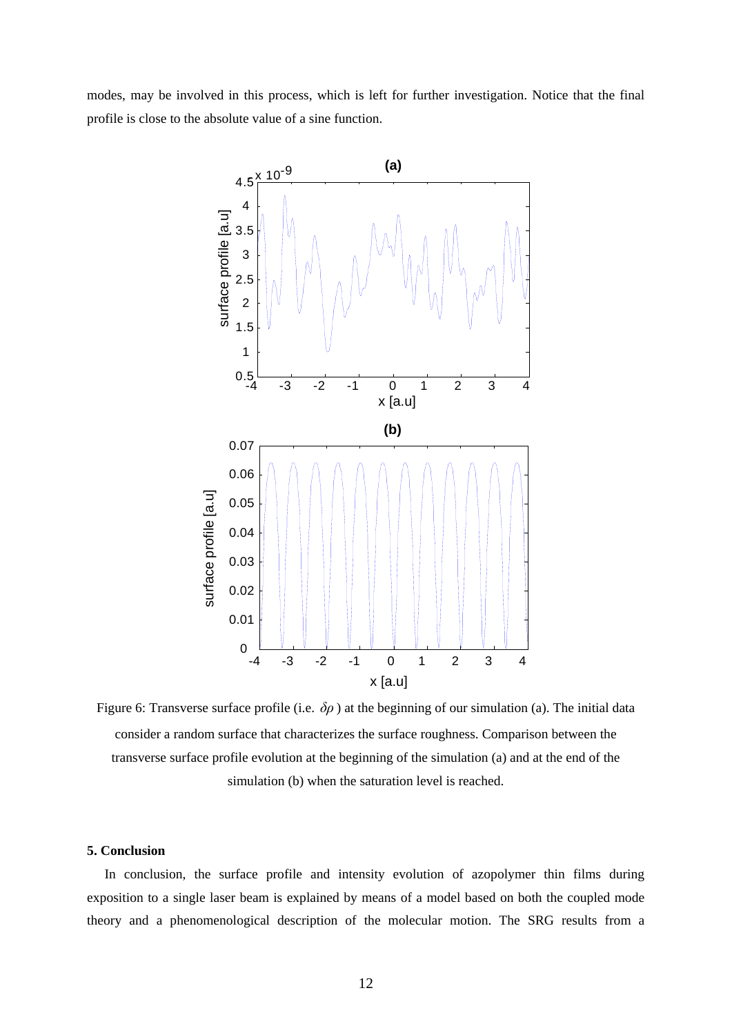modes, may be involved in this process, which is left for further investigation. Notice that the final profile is close to the absolute value of a sine function.

Figure 6: Transverse surface profile (i.e. $\delta\rho$ ) at the beginning of our simulation (a). The initial data consider a random surface that characterizes the surface roughness. Comparison between the transverse surface profile evolution at the beginning of the simulation (a) and at the end of the simulation (b) when the saturation level is reached.

## 5. Conclusion

In conclusion, the surface profile and intensity evolution of azopolymer thin films during exposition to a single laser beam is explained by means of a model based on both the coupled mode theory and a phenomenological description of the molecular motion. The SRG results from a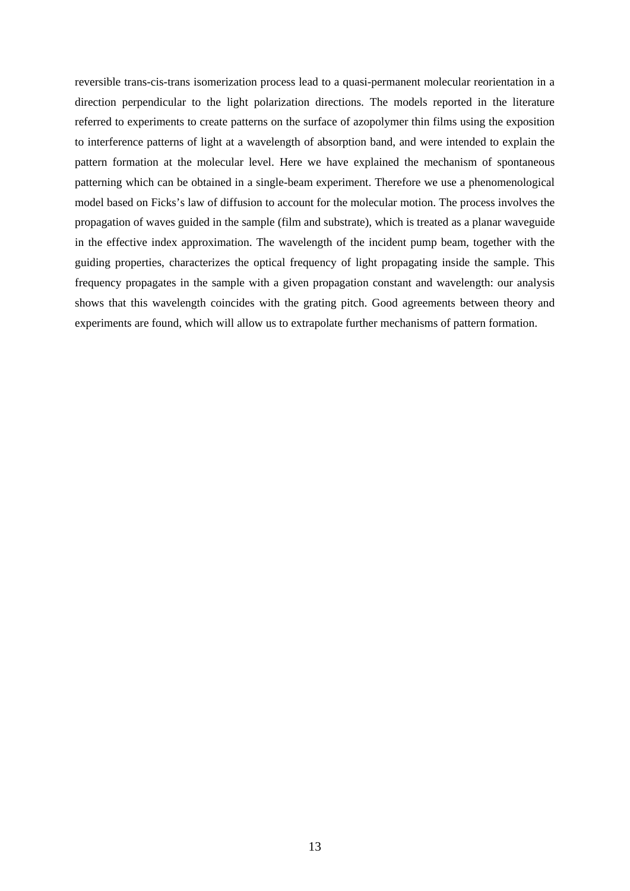reversible trans-cis-trans isomerization process lead to a quasi-permanent molecular reorientation in a direction perpendicular to the light polarization directions. The models reported in the literature referred to experiments to create patterns on the surface of azopolymer thin films using the exposition to interference patterns of light at a wavelength of absorption band, and were intended to explain the pattern formation at the molecular level. Here we have explained the mechanism of spontaneous patterning which can be obtained in a single-beam experiment. Therefore we use a phenomenological model based on Ficks's law of diffusion to account for the molecular motion. The process involves the propagation of waves guided in the sample (film and substrate), which is treated as a planar waveguide in the effective index approximation. The wavelength of the incident pump beam, together with the guiding properties, characterizes the optical frequency of light propagating inside the sample. This frequency propagates in the sample with a given propagation constant and wavelength: our analysis shows that this wavelength coincides with the grating pitch. Good agreements between theory and experiments are found, which will allow us to extrapolate further mechanisms of pattern formation.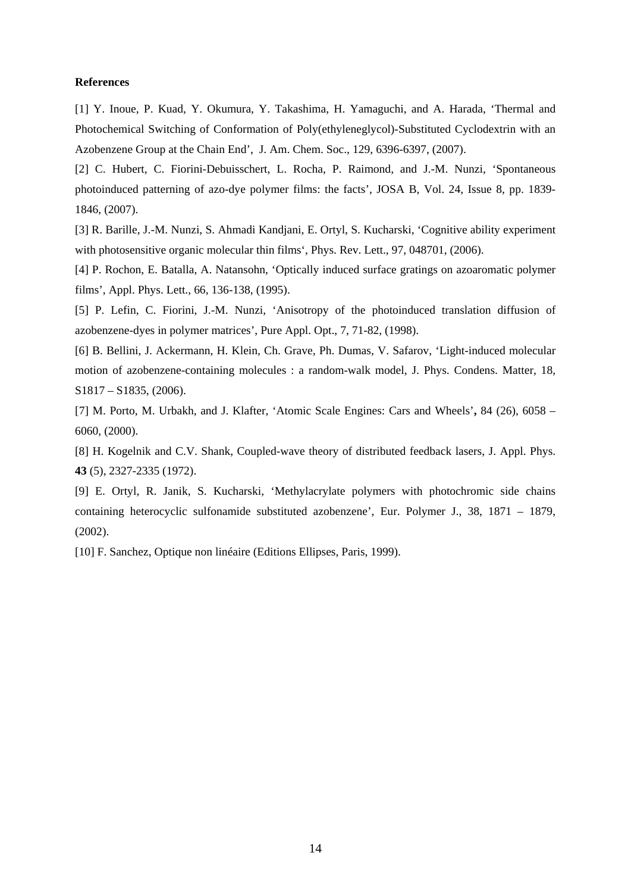**References**

[1] Y. Inoue, P. Kuad, Y. Okumura, Y. Takashima, H. Yamaguchi, and A. Harada, ‘Thermal and Photochemical Switching of Conformation of Poly(ethyleneglycol)-Substituted Cyclodextrin with an Azobenzene Group at the Chain End’, J. Am. Chem. Soc., 129, 6396-6397, (2007).

[2] C. Hubert, C. Fiorini-Debuisschert, L. Rocha, P. Raimond, and J.-M. Nunzi, ‘Spontaneous photoinduced patterning of azo-dye polymer films: the facts’, JOSA B, Vol. 24, Issue 8, pp. 1839-1846, (2007).

[3] R. Barille, J.-M. Nunzi, S. Ahmadi Kandjani, E. Ortyl, S. Kucharski, ‘Cognitive ability experiment with photosensitive organic molecular thin films‘, Phys. Rev. Lett., 97, 048701, (2006).

[4] P. Rochon, E. Batalla, A. Natansohn, ‘Optically induced surface gratings on azoaromatic polymer films’, Appl. Phys. Lett., 66, 136-138, (1995).

[5] P. Lefin, C. Fiorini, J.-M. Nunzi, ‘Anisotropy of the photoinduced translation diffusion of azobenzene-dyes in polymer matrices’, Pure Appl. Opt., 7, 71-82, (1998).

[6] B. Bellini, J. Ackermann, H. Klein, Ch. Grave, Ph. Dumas, V. Safarov, ‘Light-induced molecular motion of azobenzene-containing molecules : a random-walk model, J. Phys. Condens. Matter, 18, S1817 – S1835, (2006).

[7] M. Porto, M. Urbakh, and J. Klafter, ‘Atomic Scale Engines: Cars and Wheels’**,** 84 (26), 6058 – 6060, (2000).

[8] H. Kogelnik and C.V. Shank, Coupled-wave theory of distributed feedback lasers, J. Appl. Phys. **43** (5), 2327-2335 (1972).

[9] E. Ortyl, R. Janik, S. Kucharski, ‘Methylacrylate polymers with photochromic side chains containing heterocyclic sulfonamide substituted azobenzene’, Eur. Polymer J., 38, 1871 – 1879, (2002).

[10] F. Sanchez, Optique non linéaire (Editions Ellipses, Paris, 1999).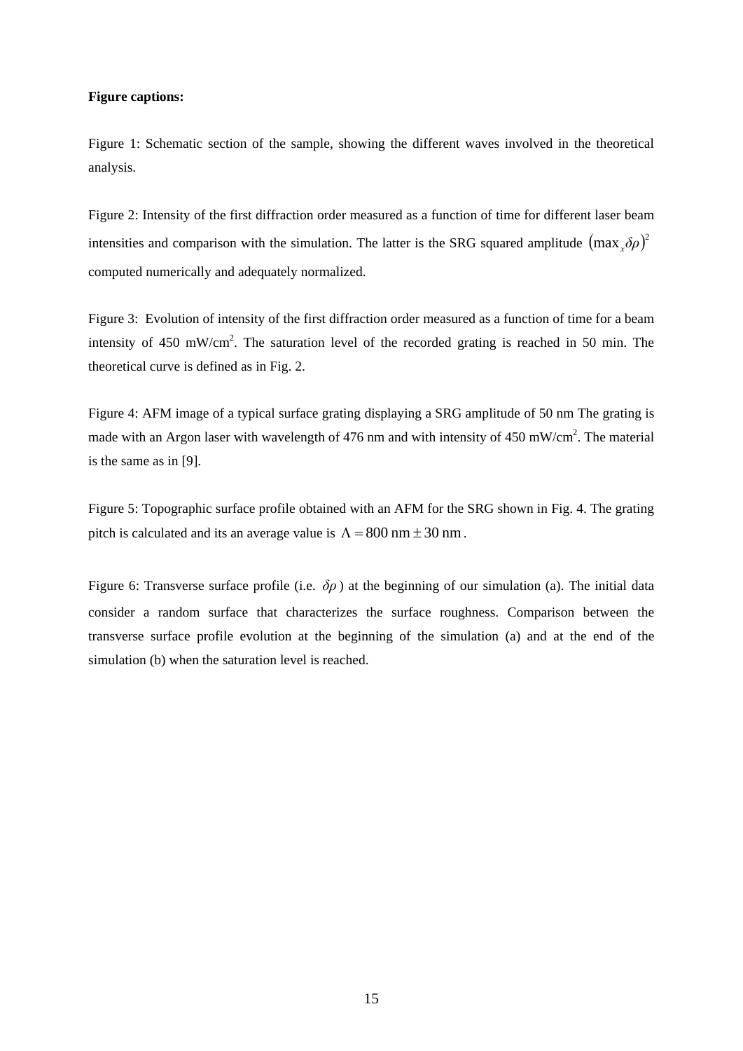**Figure captions:**

Figure 1: Schematic section of the sample, showing the different waves involved in the theoretical analysis.

Figure 2: Intensity of the first diffraction order measured as a function of time for different laser beam intensities and comparison with the simulation. The latter is the SRG squared amplitude $\left(\max_x \delta\rho\right)^2$ computed numerically and adequately normalized.

Figure 3: Evolution of intensity of the first diffraction order measured as a function of time for a beam intensity of 450 mW/cm$^2$. The saturation level of the recorded grating is reached in 50 min. The theoretical curve is defined as in Fig. 2.

Figure 4: AFM image of a typical surface grating displaying a SRG amplitude of 50 nm The grating is made with an Argon laser with wavelength of 476 nm and with intensity of 450 mW/cm$^2$. The material is the same as in [9].

Figure 5: Topographic surface profile obtained with an AFM for the SRG shown in Fig. 4. The grating pitch is calculated and its an average value is $\Lambda = 800\ \text{nm} \pm 30\ \text{nm}$.

Figure 6: Transverse surface profile (i.e. $\delta\rho$) at the beginning of our simulation (a). The initial data consider a random surface that characterizes the surface roughness. Comparison between the transverse surface profile evolution at the beginning of the simulation (a) and at the end of the simulation (b) when the saturation level is reached.